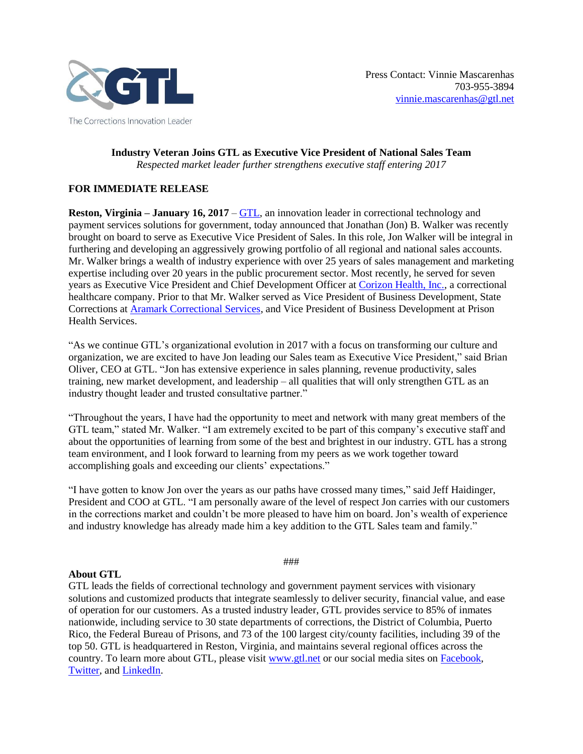GTL

The Corrections Innovation Leader

Press Contact: Vinnie Mascarenhas
703-955-3894
vinnie.mascarenhas@gtl.net

**Industry Veteran Joins GTL as Executive Vice President of National Sales Team**

*Respected market leader further strengthens executive staff entering 2017*

**FOR IMMEDIATE RELEASE**

**Reston, Virginia – January 16, 2017** – GTL, an innovation leader in correctional technology and payment services solutions for government, today announced that Jonathan (Jon) B. Walker was recently brought on board to serve as Executive Vice President of Sales. In this role, Jon Walker will be integral in furthering and developing an aggressively growing portfolio of all regional and national sales accounts. Mr. Walker brings a wealth of industry experience with over 25 years of sales management and marketing expertise including over 20 years in the public procurement sector. Most recently, he served for seven years as Executive Vice President and Chief Development Officer at Corizon Health, Inc., a correctional healthcare company. Prior to that Mr. Walker served as Vice President of Business Development, State Corrections at Aramark Correctional Services, and Vice President of Business Development at Prison Health Services.

"As we continue GTL's organizational evolution in 2017 with a focus on transforming our culture and organization, we are excited to have Jon leading our Sales team as Executive Vice President," said Brian Oliver, CEO at GTL. "Jon has extensive experience in sales planning, revenue productivity, sales training, new market development, and leadership – all qualities that will only strengthen GTL as an industry thought leader and trusted consultative partner."

"Throughout the years, I have had the opportunity to meet and network with many great members of the GTL team," stated Mr. Walker. "I am extremely excited to be part of this company's executive staff and about the opportunities of learning from some of the best and brightest in our industry. GTL has a strong team environment, and I look forward to learning from my peers as we work together toward accomplishing goals and exceeding our clients' expectations."

"I have gotten to know Jon over the years as our paths have crossed many times," said Jeff Haidinger, President and COO at GTL. "I am personally aware of the level of respect Jon carries with our customers in the corrections market and couldn't be more pleased to have him on board. Jon's wealth of experience and industry knowledge has already made him a key addition to the GTL Sales team and family."

###

**About GTL**

GTL leads the fields of correctional technology and government payment services with visionary solutions and customized products that integrate seamlessly to deliver security, financial value, and ease of operation for our customers. As a trusted industry leader, GTL provides service to 85% of inmates nationwide, including service to 30 state departments of corrections, the District of Columbia, Puerto Rico, the Federal Bureau of Prisons, and 73 of the 100 largest city/county facilities, including 39 of the top 50. GTL is headquartered in Reston, Virginia, and maintains several regional offices across the country. To learn more about GTL, please visit www.gtl.net or our social media sites on Facebook, Twitter, and LinkedIn.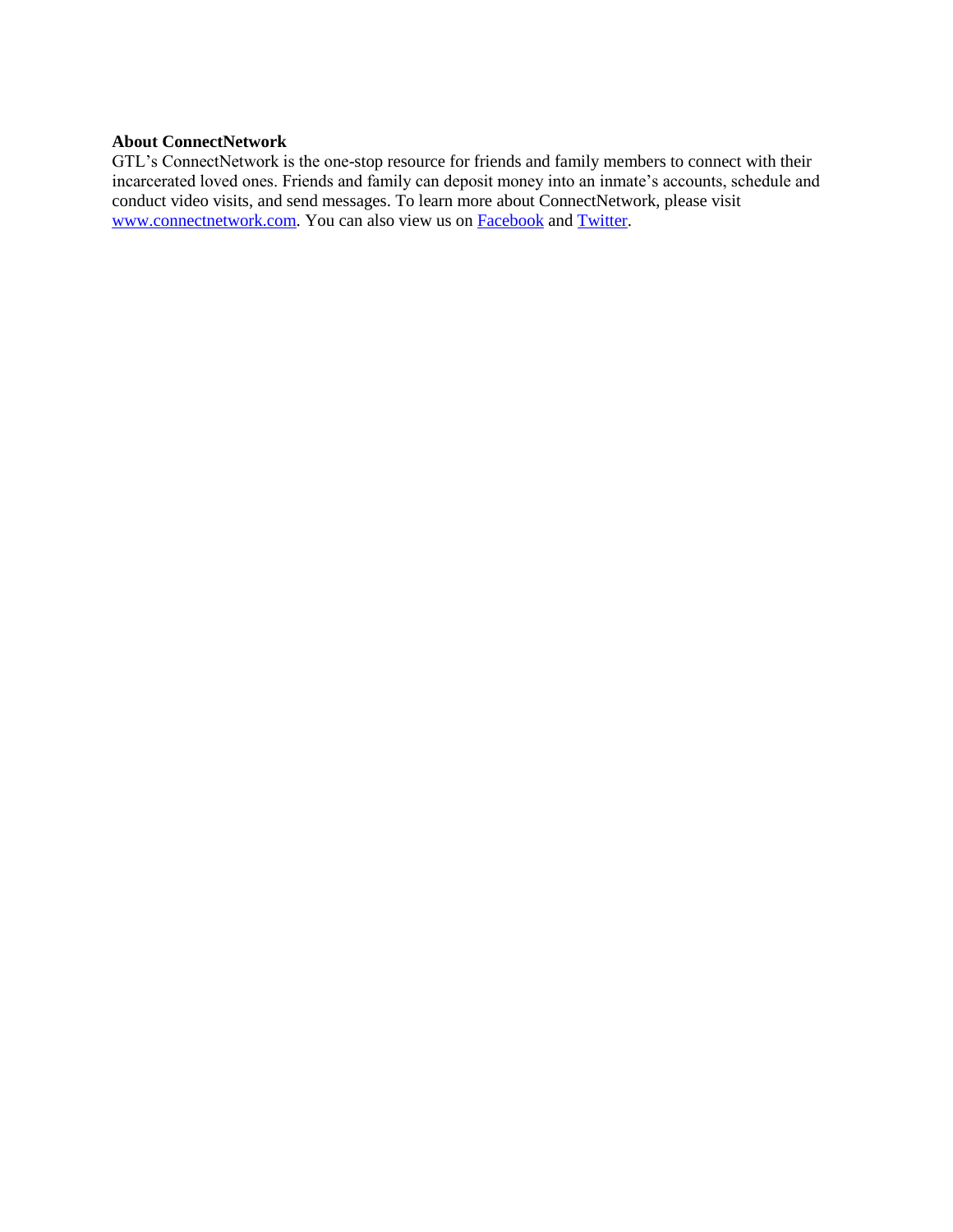**About ConnectNetwork**

GTL's ConnectNetwork is the one-stop resource for friends and family members to connect with their incarcerated loved ones. Friends and family can deposit money into an inmate's accounts, schedule and conduct video visits, and send messages. To learn more about ConnectNetwork, please visit www.connectnetwork.com. You can also view us on Facebook and Twitter.